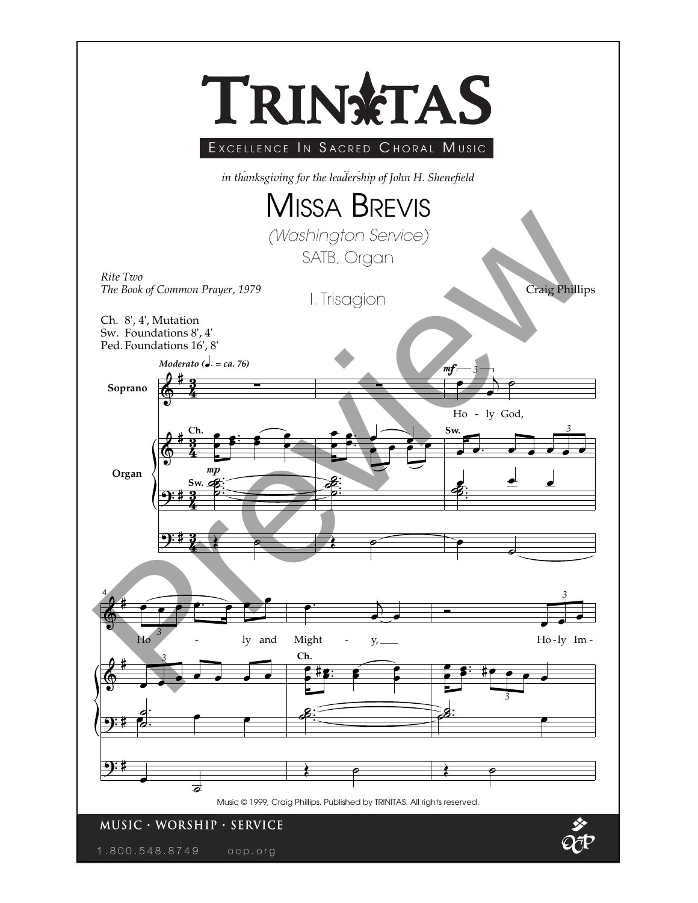# TRINITAS

EXCELLENCE IN SACRED CHORAL MUSIC

*in thanksgiving for the leadership of John H. Shenefield*

# MISSA BREVIS

*(Washington Service)*

SATB, Organ

*Rite Two*
*The Book of Common Prayer, 1979*

## I. Trisagion

Craig Phillips

Ch. 8', 4', Mutation
Sw. Foundations 8', 4'
Ped. Foundations 16', 8'

Music © 1999, Craig Phillips. Published by TRINITAS. All rights reserved.

MUSIC · WORSHIP · SERVICE

1.800.548.8749 ocp.org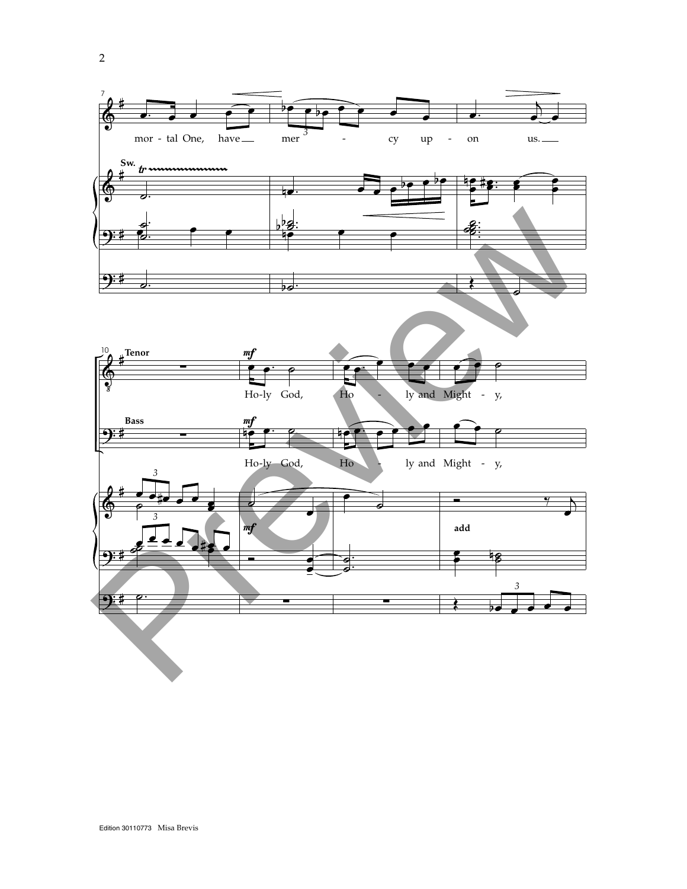mor - tal One, have mer - cy up - on us.

Sw.

Tenor

Ho-ly God, Ho - ly and Might - y,

Bass

Ho-ly God, Ho - ly and Might - y,

add

Edition 30110773 Misa Brevis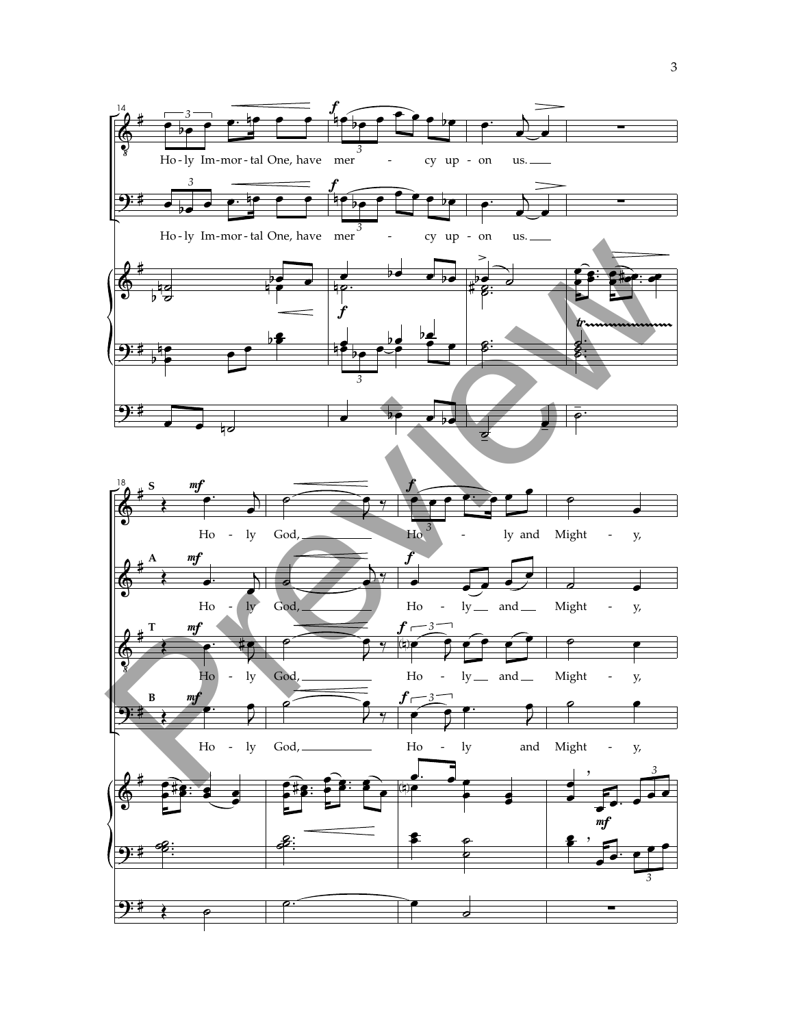Ho-ly Im-mor-tal One, have mer - cy up-on us.

Ho-ly Im-mor-tal One, have mer - cy up-on us.

S: Ho - ly God, Ho - ly and Might - y,

A: Ho - ly God, Ho - ly and Might - y,

T: Ho - ly God, Ho - ly and Might - y,

B: Ho - ly God, Ho - ly and Might - y,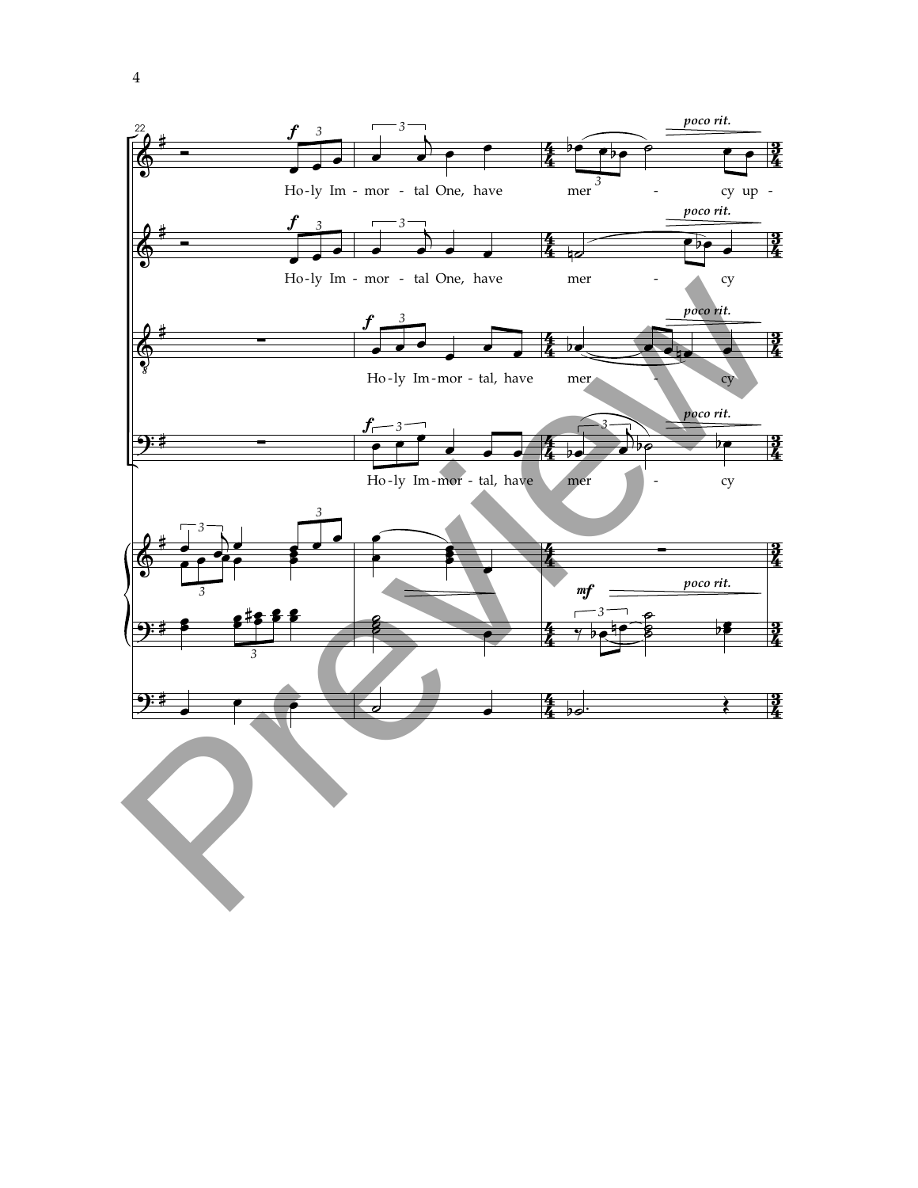22

*f*

Ho-ly Im - mor - tal One, have mer - cy up -

Ho-ly Im - mor - tal One, have mer - cy

Ho-ly Im-mor - tal, have mer - cy

Ho-ly Im-mor - tal, have mer - cy

*poco rit.*

*mf*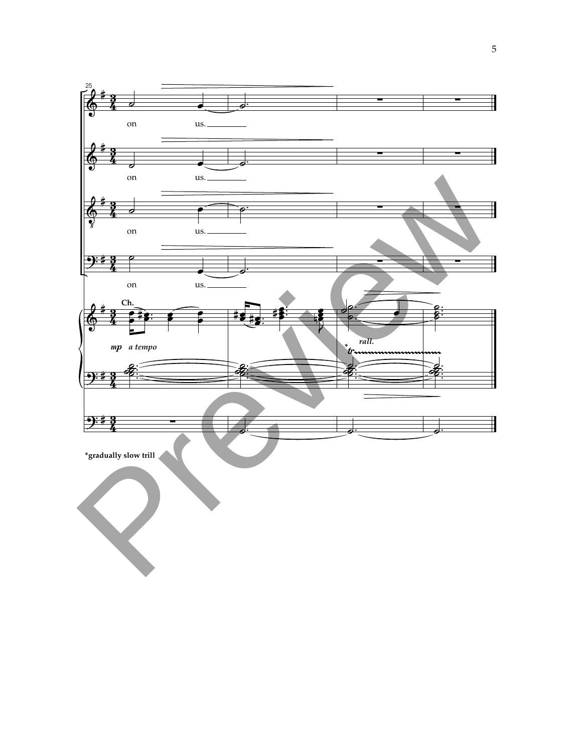*gradually slow trill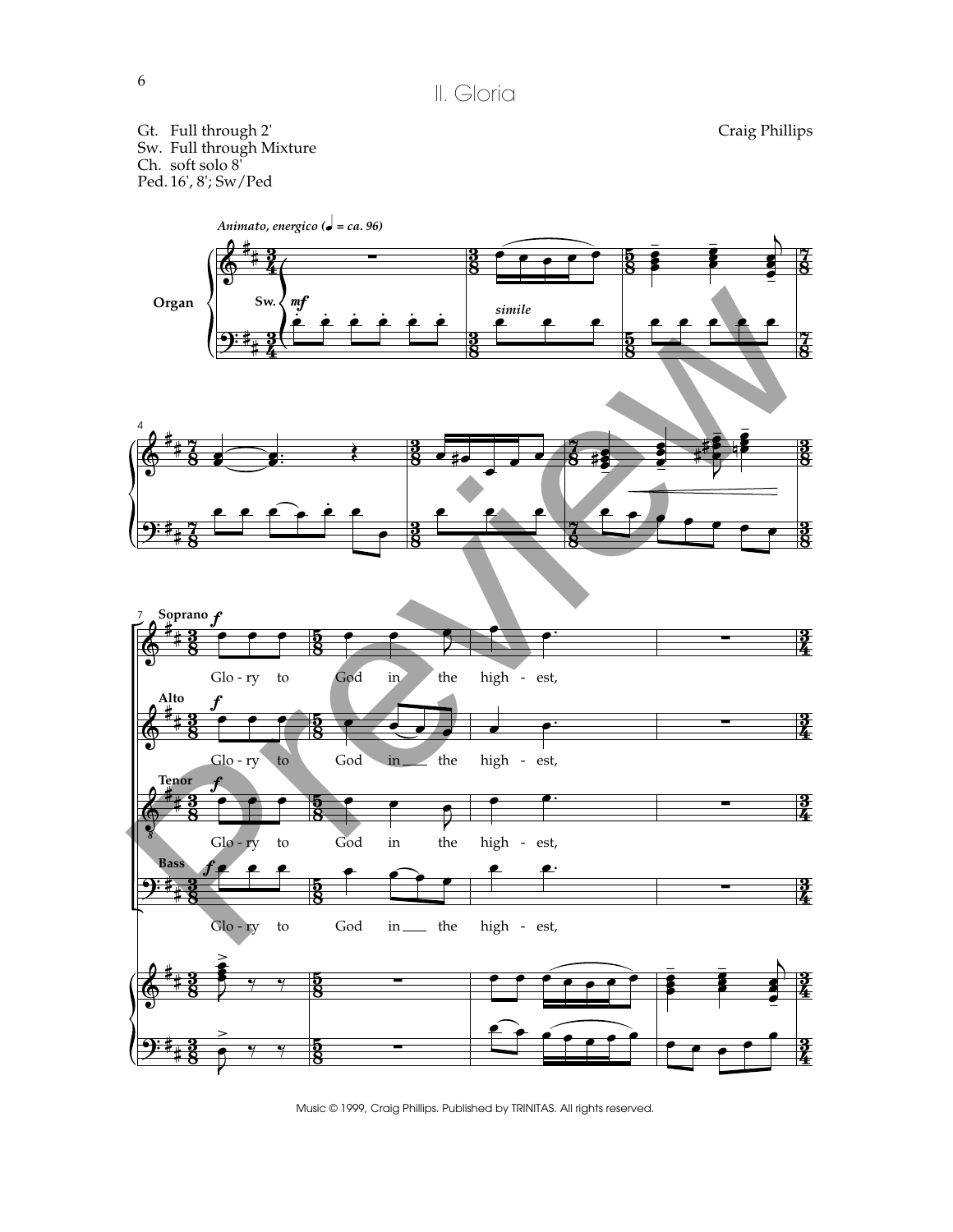# II. Gloria

Craig Phillips

Gt. Full through 2'
Sw. Full through Mixture
Ch. soft solo 8'
Ped. 16', 8'; Sw/Ped

*Animato, energico (♩ = ca. 96)*

Organ

Sw. *mf*

*simile*

Soprano *f*

Glo - ry to God in the high - est,

Alto *f*

Glo - ry to God in ___ the high - est,

Tenor *f*

Glo - ry to God in the high - est,

Bass *f*

Glo - ry to God in ___ the high - est,

Music © 1999, Craig Phillips. Published by TRINITAS. All rights reserved.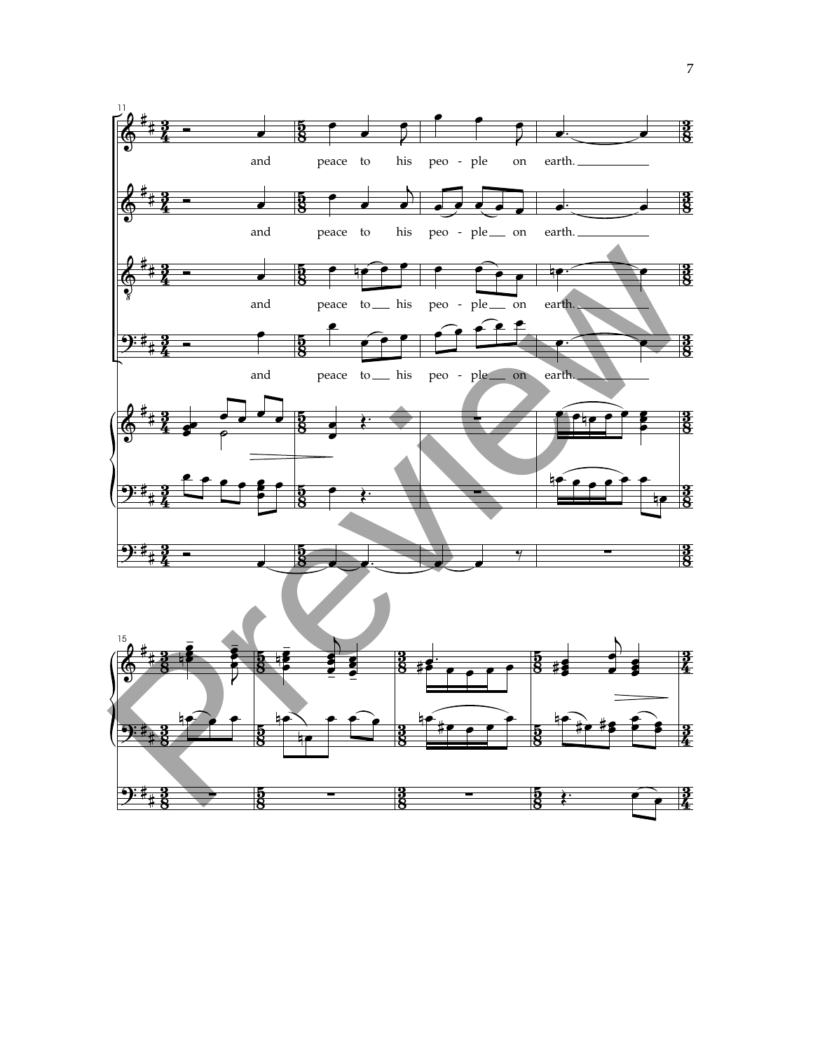and peace to his peo - ple on earth.

and peace to his peo - ple on earth.

and peace to his peo - ple on earth.

and peace to his peo - ple on earth.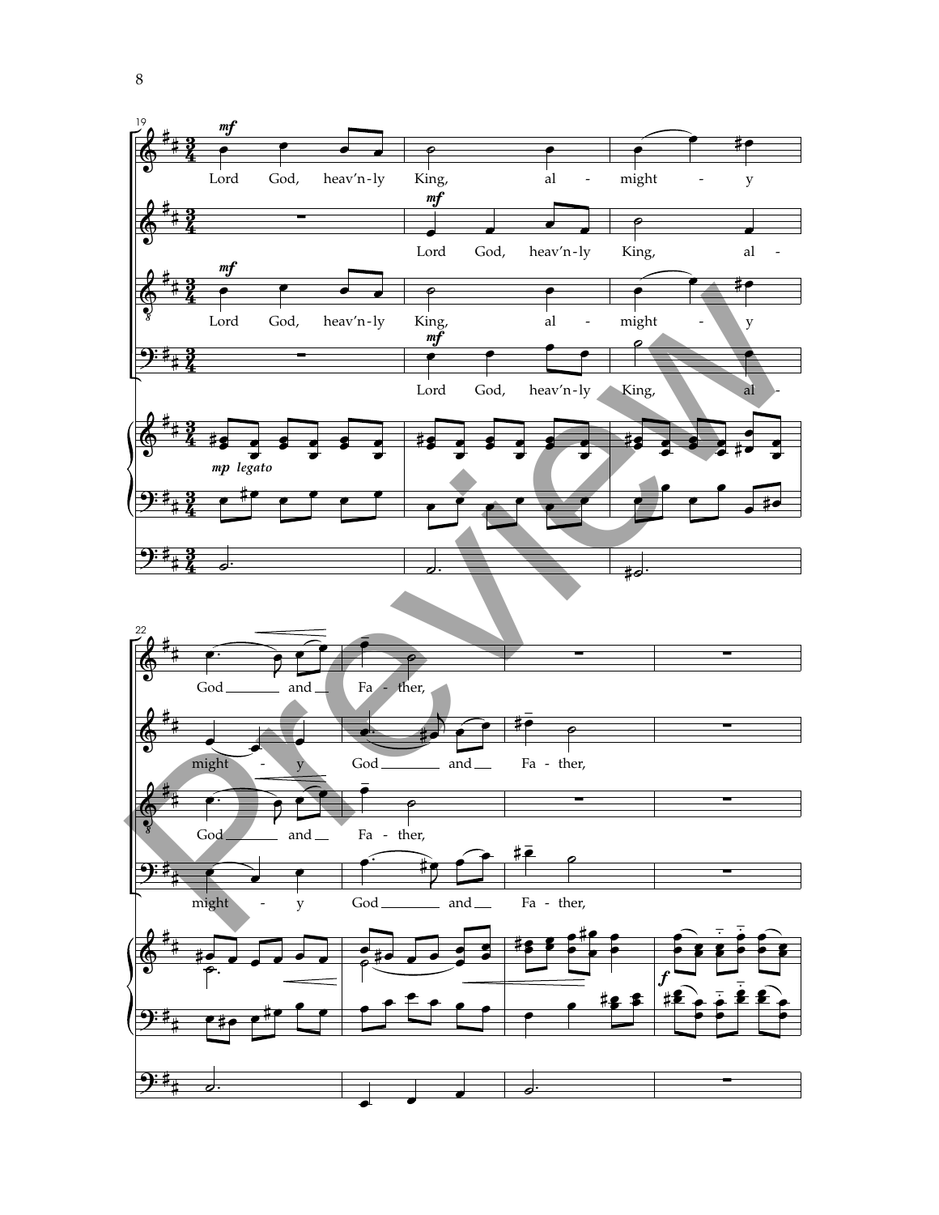Lord God, heav'n-ly King, al - might - y

Lord God, heav'n-ly King, al - might - y God and Fa - ther,

God and Fa - ther,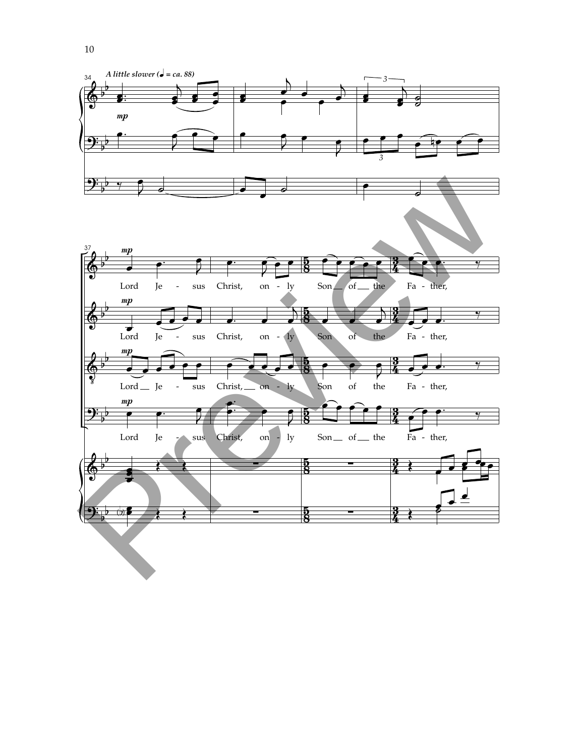*A little slower (♩ = ca. 88)*

Lord Je - sus Christ, on - ly Son of the Fa - ther,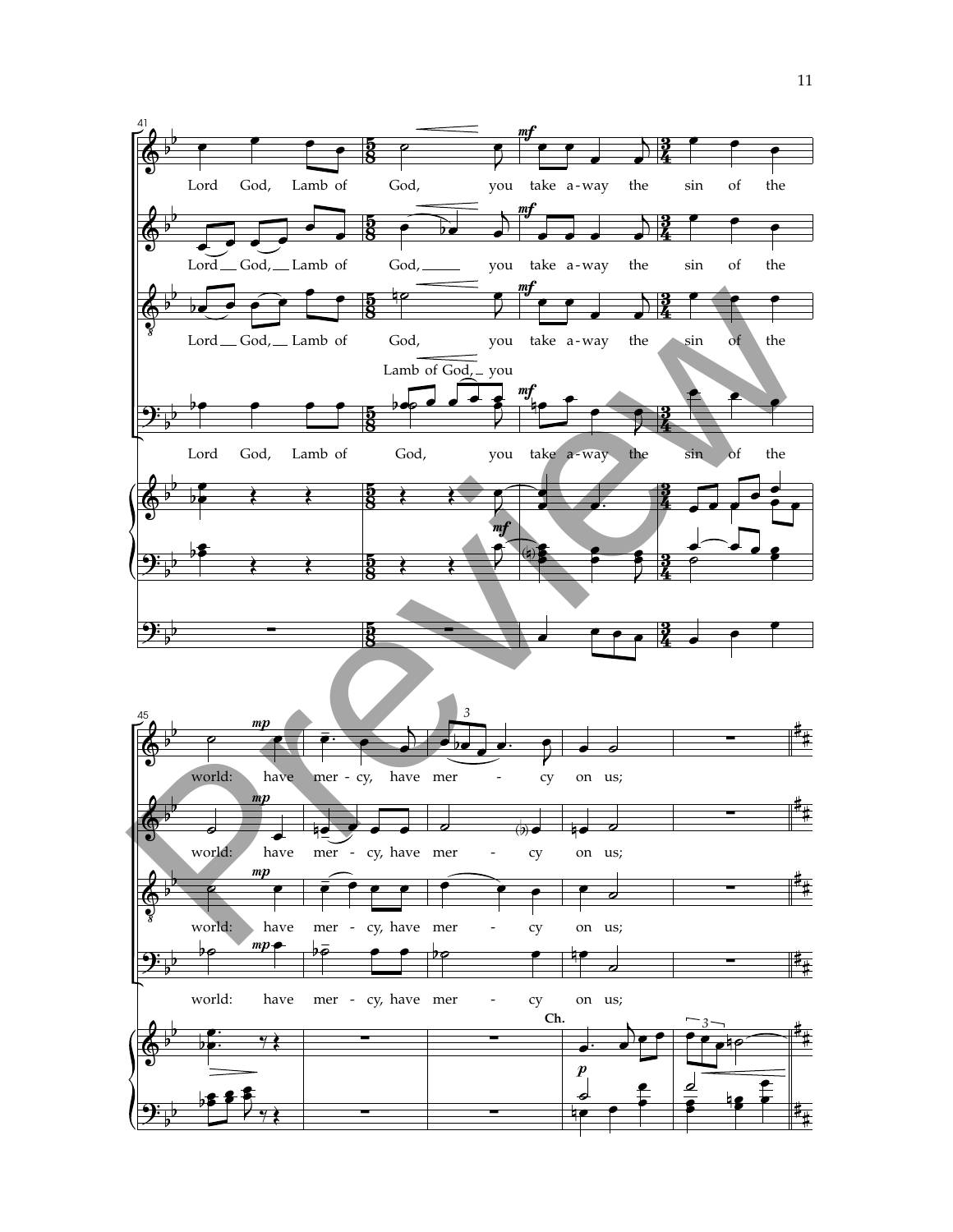Lord God, Lamb of God, you take a-way the sin of the

Lord God, Lamb of God, you take a-way the sin of the

Lord God, Lamb of God, you take a-way the sin of the

Lamb of God, you

Lord God, Lamb of God, you take a-way the sin of the

world: have mer - cy, have mer - cy on us;

world: have mer - cy, have mer - cy on us;

world: have mer - cy, have mer - cy on us;

world: have mer - cy, have mer - cy on us;

**Ch.**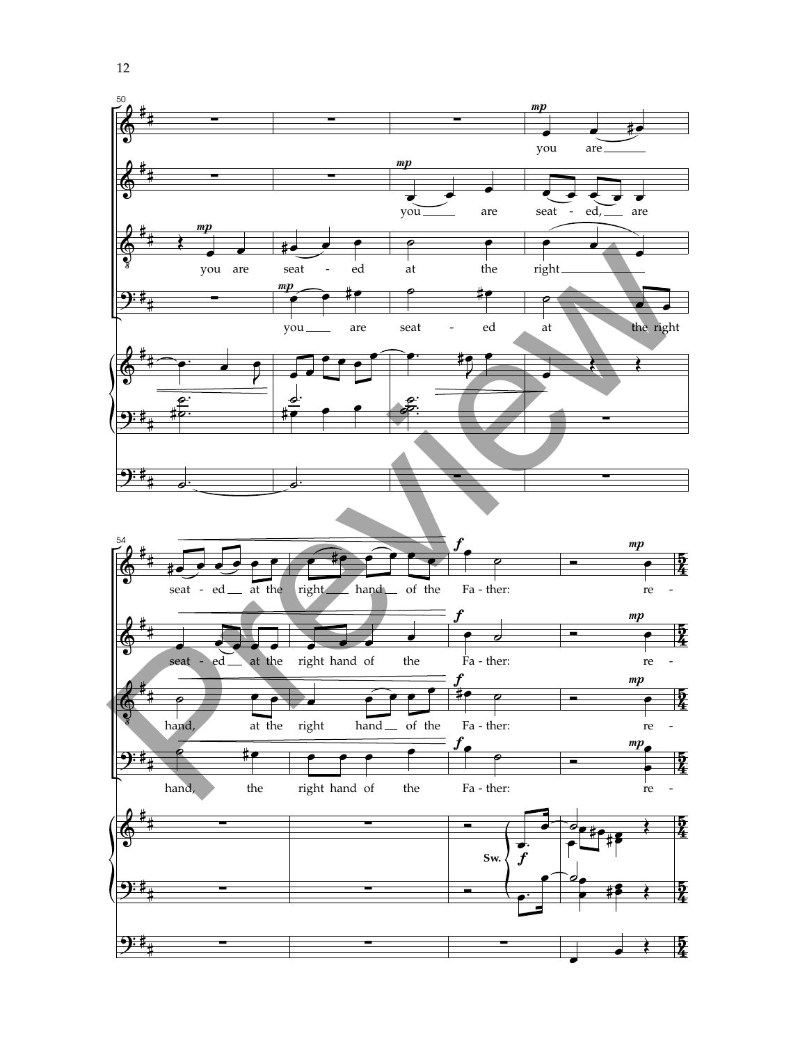50

*mp*

you are seat - ed at the right

you are seat - ed, are

you are seat - ed at the right

you are seat - ed at the right

54

seat - ed at the right hand of the *f* Fa - ther: *mp* re -

seat - ed at the right hand of the *f* Fa - ther: *mp* re -

hand, at the right hand of the *f* Fa - ther: *mp* re -

hand, the right hand of the *f* Fa - ther: *mp* re -

Sw. *f*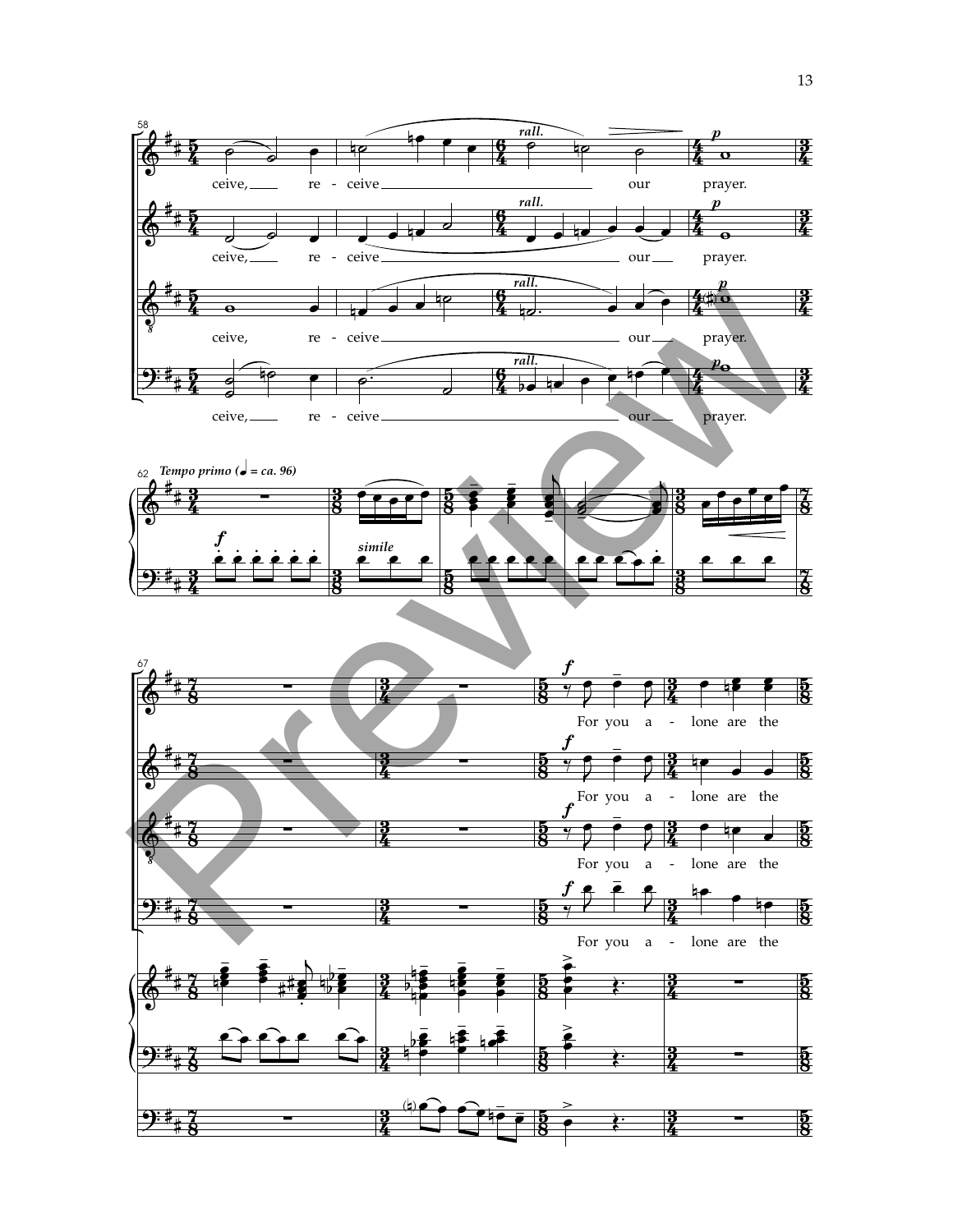ceive, re - ceive our prayer.

ceive, re - ceive our prayer.

ceive, re - ceive our prayer.

ceive, re - ceive our prayer.

*Tempo primo* (♩ = ca. 96)

*simile*

For you a - lone are the

For you a - lone are the

For you a - lone are the

For you a - lone are the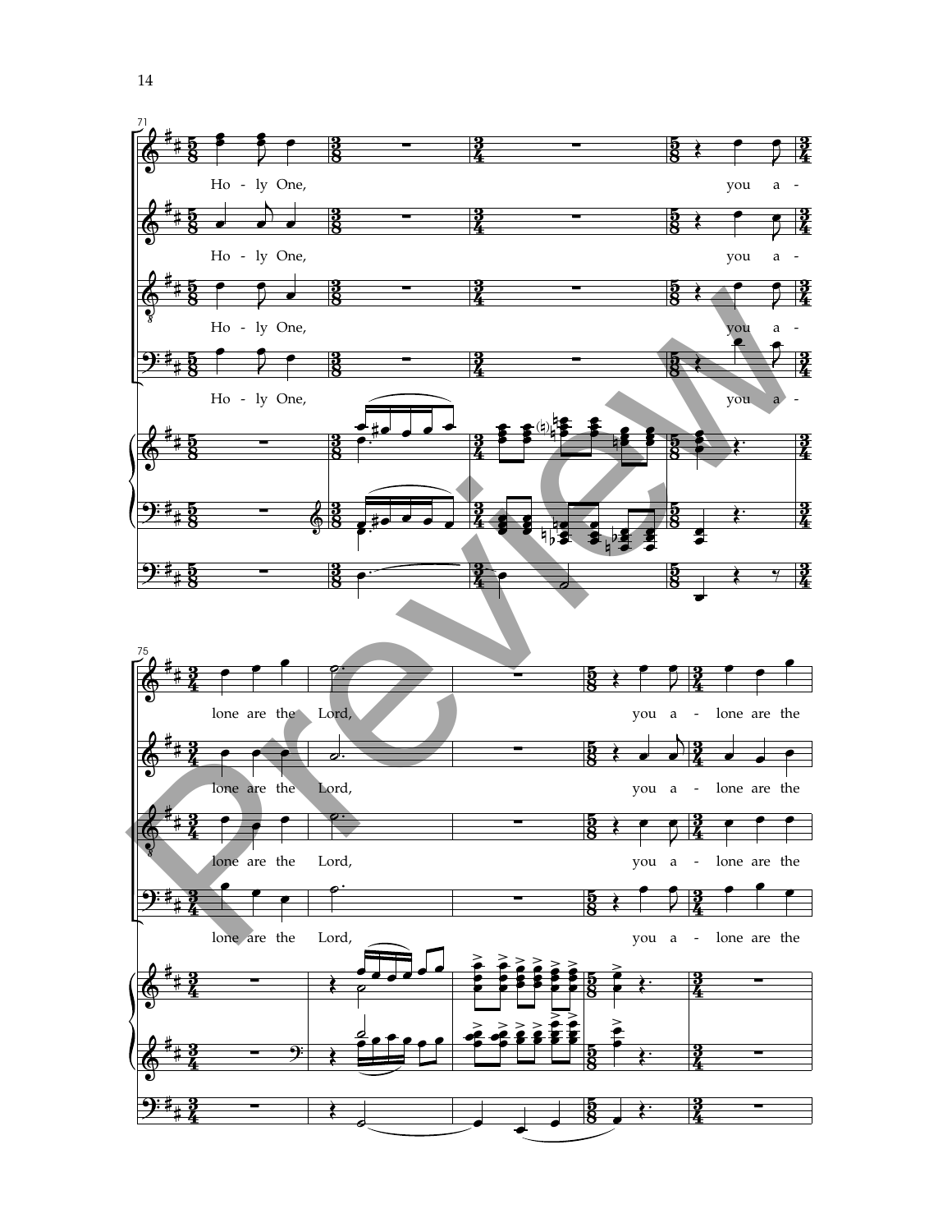Ho - ly One, you a - lone are the Lord, you a - lone are the

Preview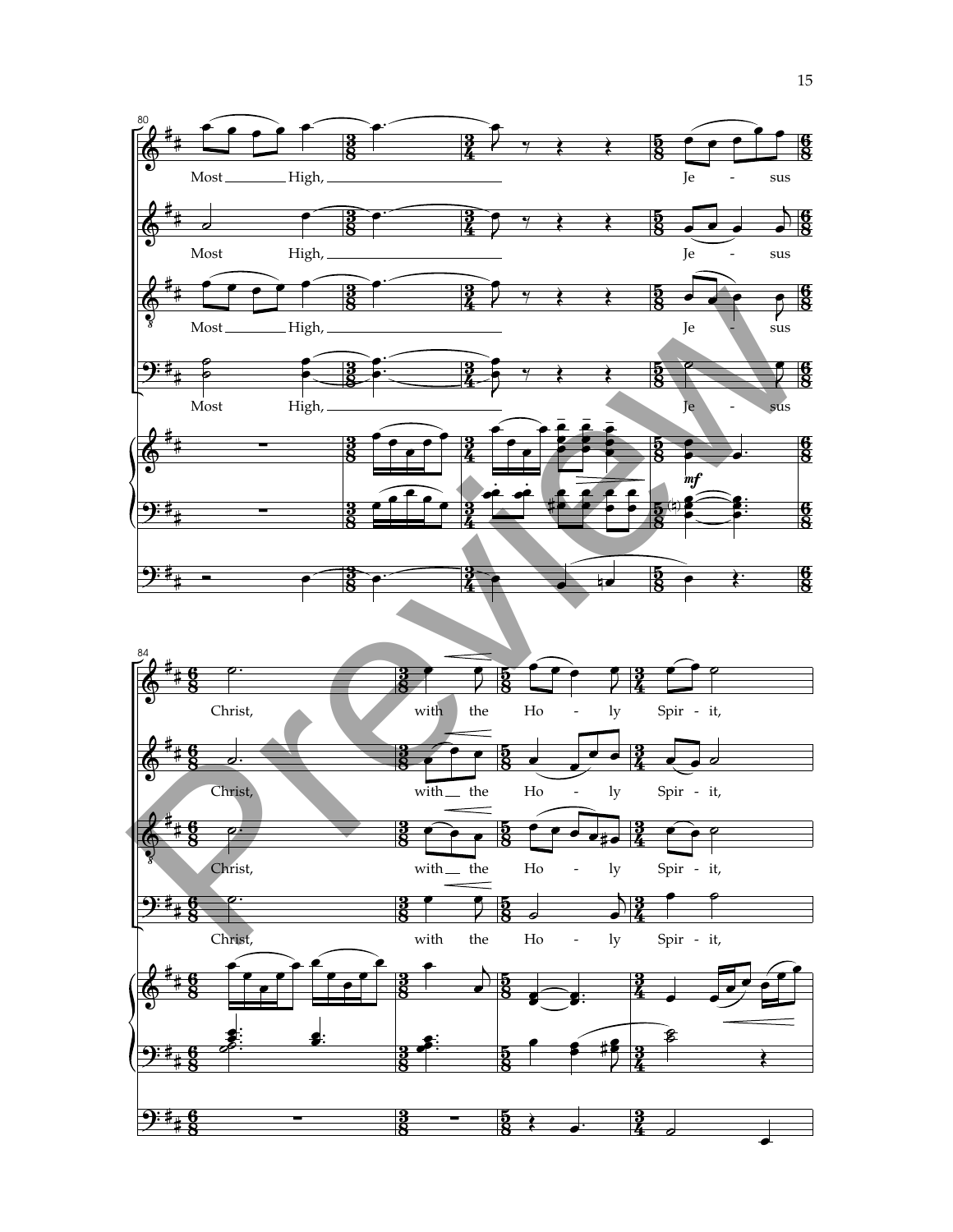Most High, Je - sus

Christ, with the Ho - ly Spir - it,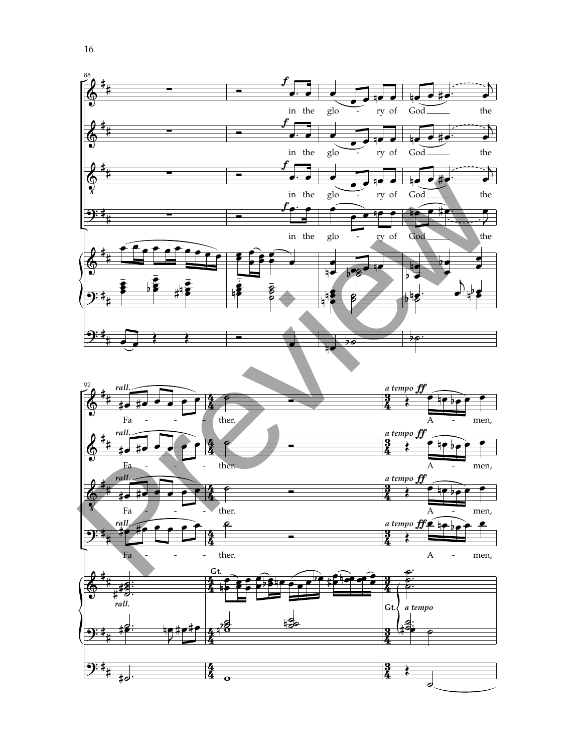88

*f*

in the glo - ry of God the

in the glo - ry of God the

in the glo - ry of God the

in the glo - ry of God the

92

*rall.* *a tempo* *ff*

Fa - - - ther. A - men,

Fa - - - ther. A - men,

Fa - - - ther. A - men,

Fa - - - ther. A - men,

*rall.* Gt. Gt. *a tempo*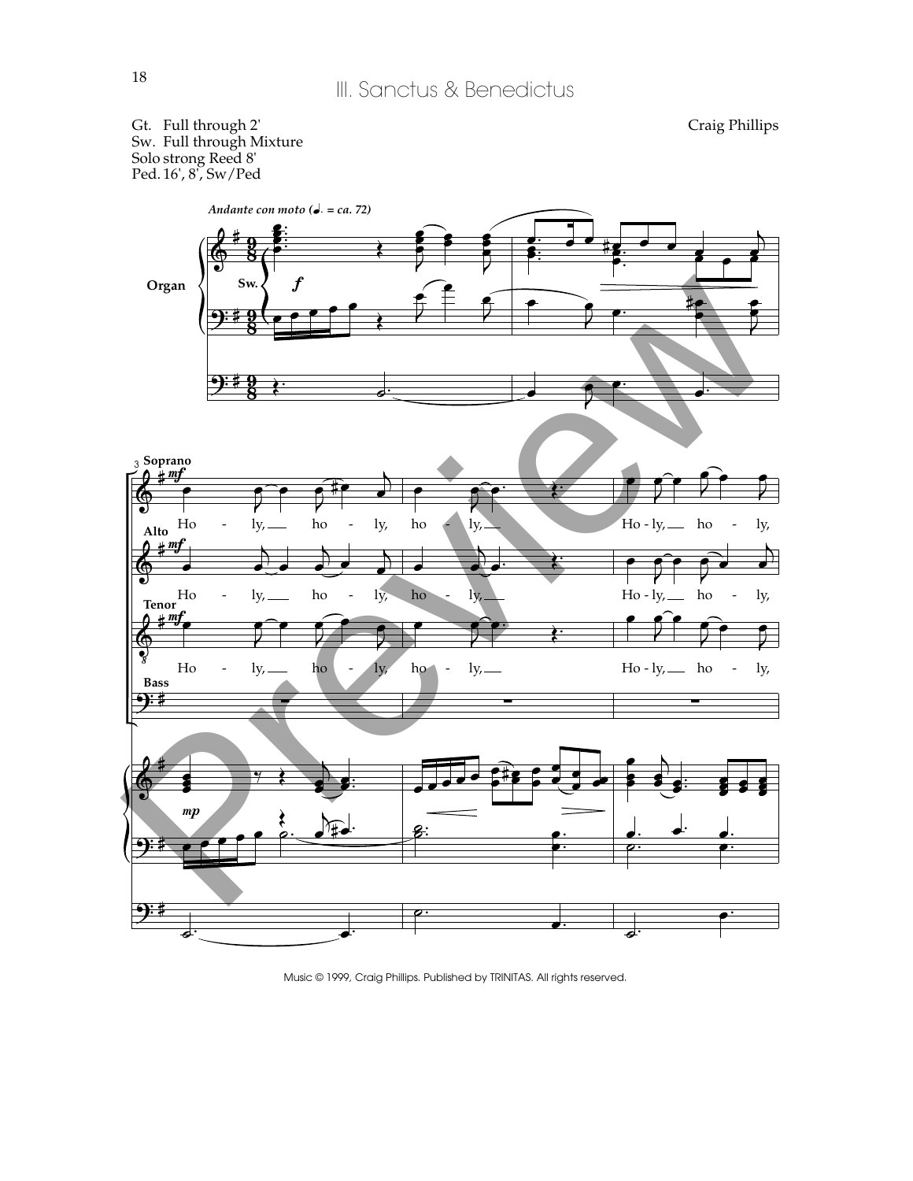# III. Sanctus & Benedictus

Gt. Full through 2'
Sw. Full through Mixture
Solo strong Reed 8'
Ped. 16', 8', Sw/Ped

Craig Phillips

*Andante con moto (♩. = ca. 72)*

Organ

Soprano: Ho - ly, ho - ly, ho - ly, Ho - ly, ho - ly,

Alto: Ho - ly, ho - ly, ho - ly, Ho - ly, ho - ly,

Tenor: Ho - ly, ho - ly, ho - ly, Ho - ly, ho - ly,

Bass

Music © 1999, Craig Phillips. Published by TRINITAS. All rights reserved.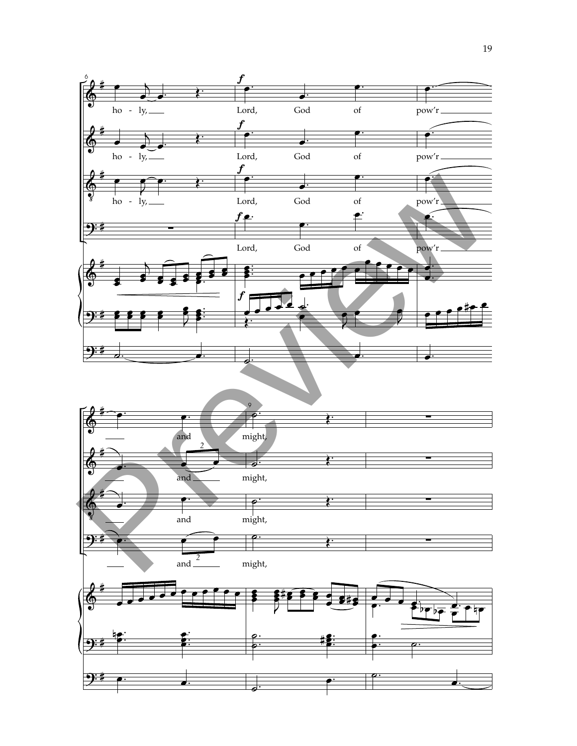ho - ly, Lord, God of pow'r and might,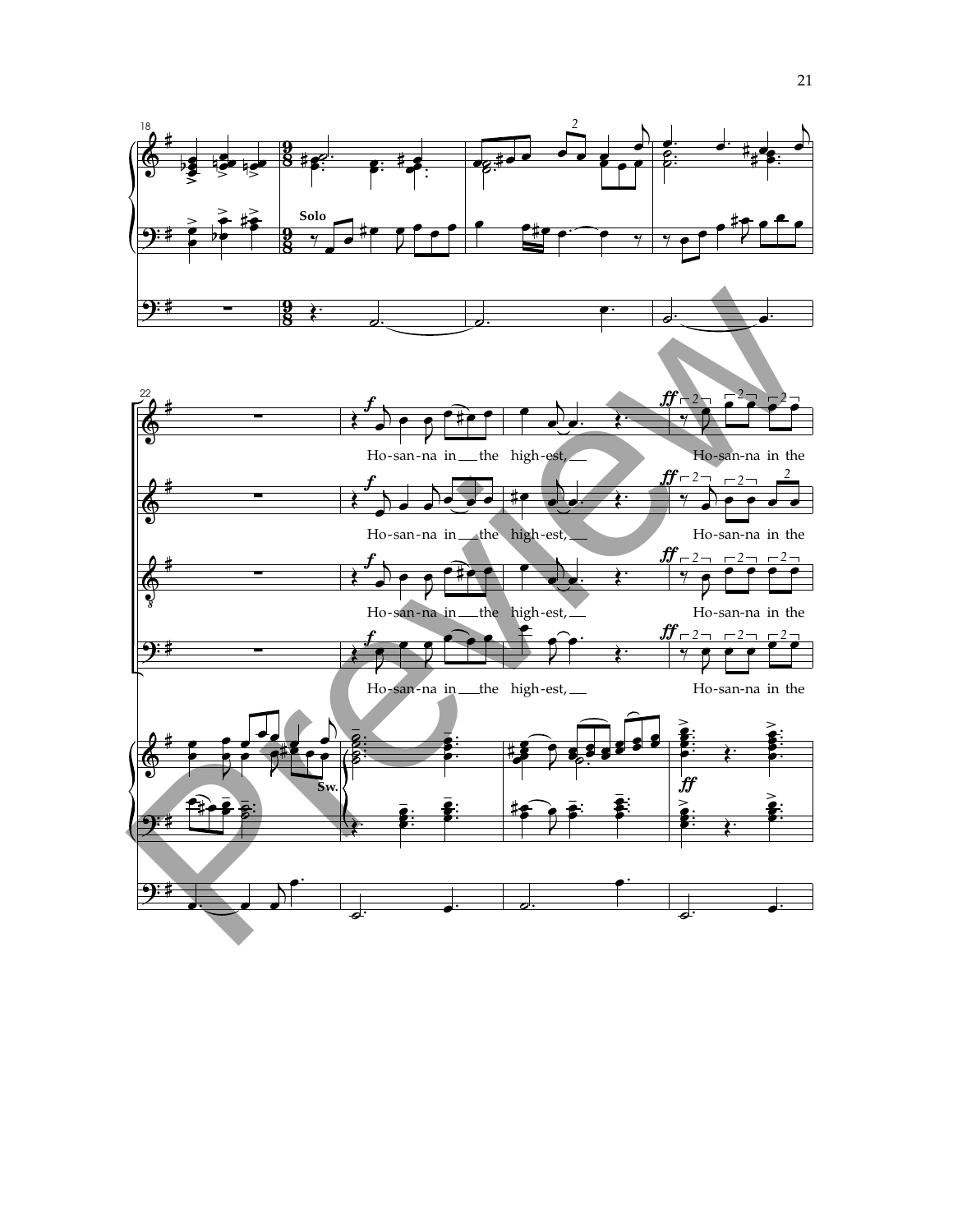Solo

Ho-san-na in the high-est, Ho-san-na in the

Ho-san-na in the high-est, Ho-san-na in the

Ho-san-na in the high-est, Ho-san-na in the

Ho-san-na in the high-est, Ho-san-na in the

Sw.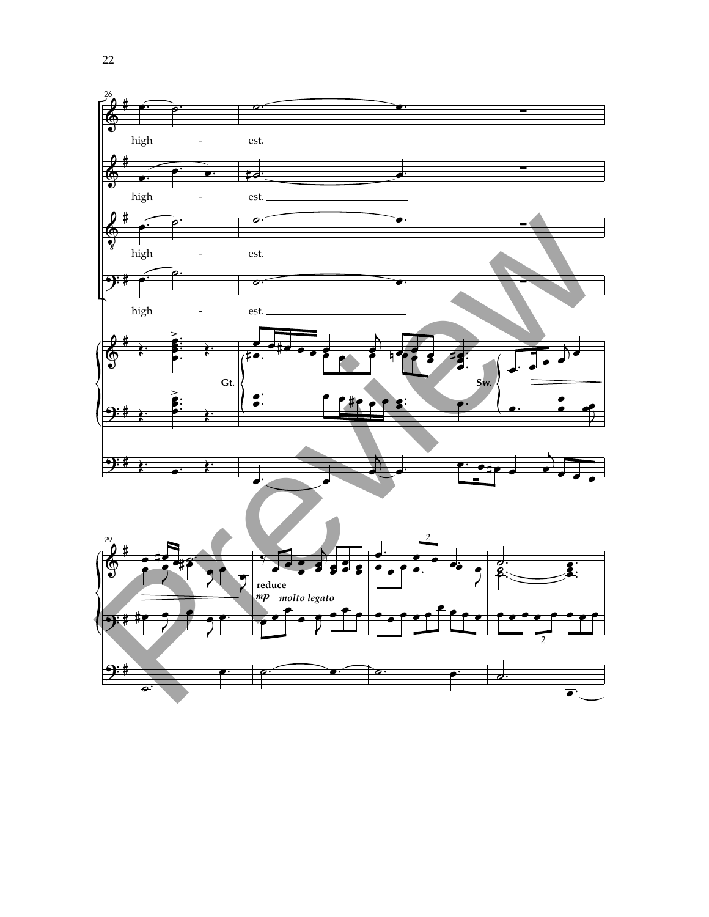high - est.

high - est.

high - est.

high - est.

Gt.

Sw.

reduce

*mp* *molto legato*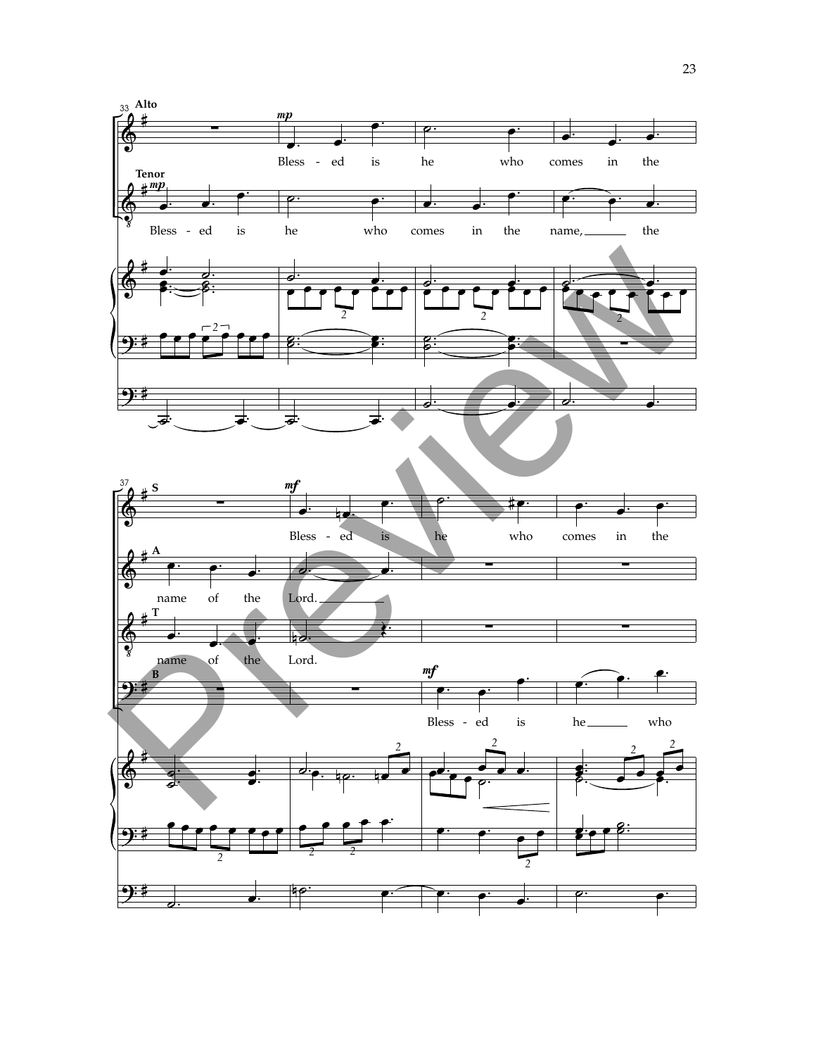Alto: Bless - ed is he who comes in the

Tenor: Bless - ed is he who comes in the name, the

S: Bless - ed is he who comes in the

A: name of the Lord.

T: name of the Lord.

B: Bless - ed is he who

Preview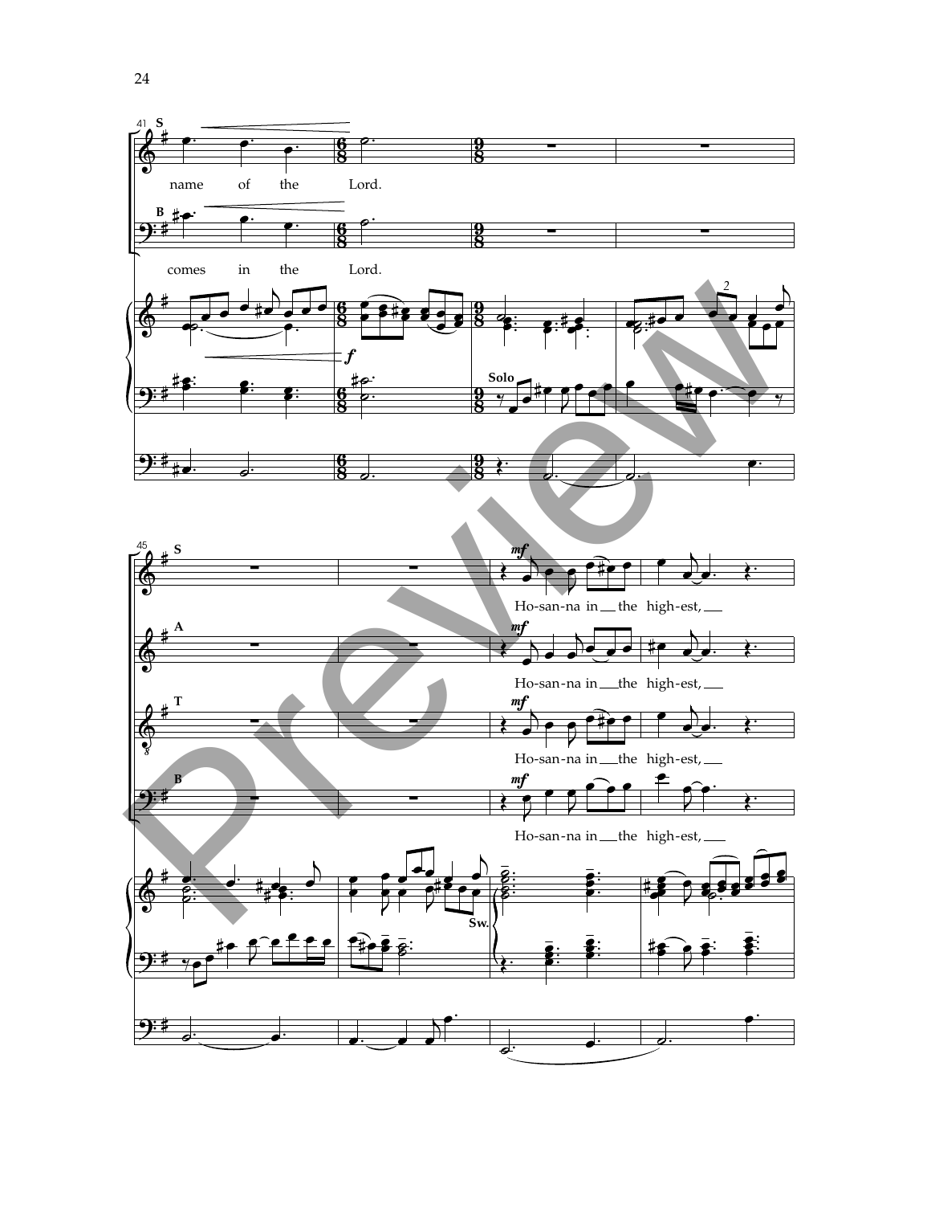name of the Lord.

comes in the Lord.

Solo

Ho-san-na in the high-est,

Ho-san-na in the high-est,

Ho-san-na in the high-est,

Ho-san-na in the high-est,

Sw.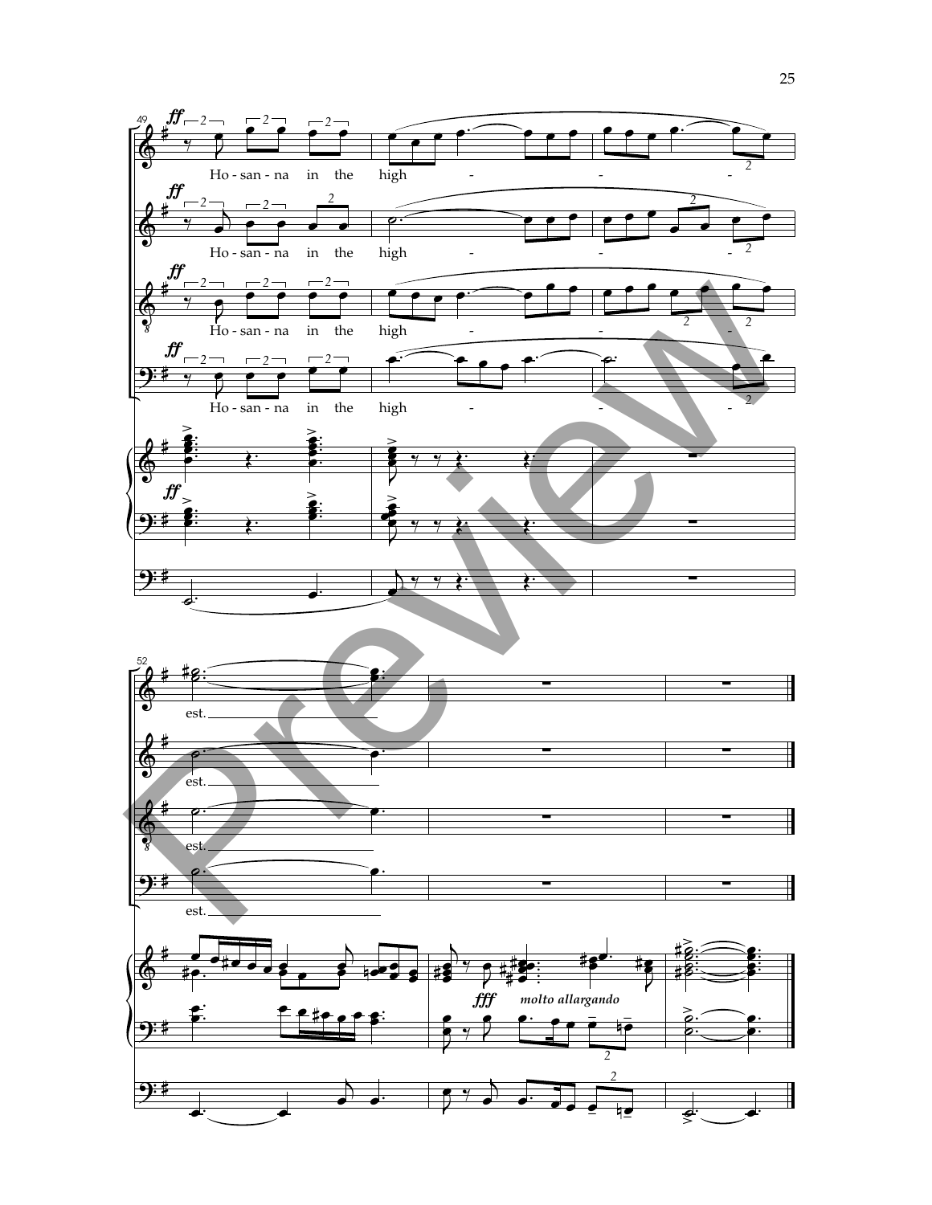Ho - san - na in the high - - - est.

*fff* *molto allargando*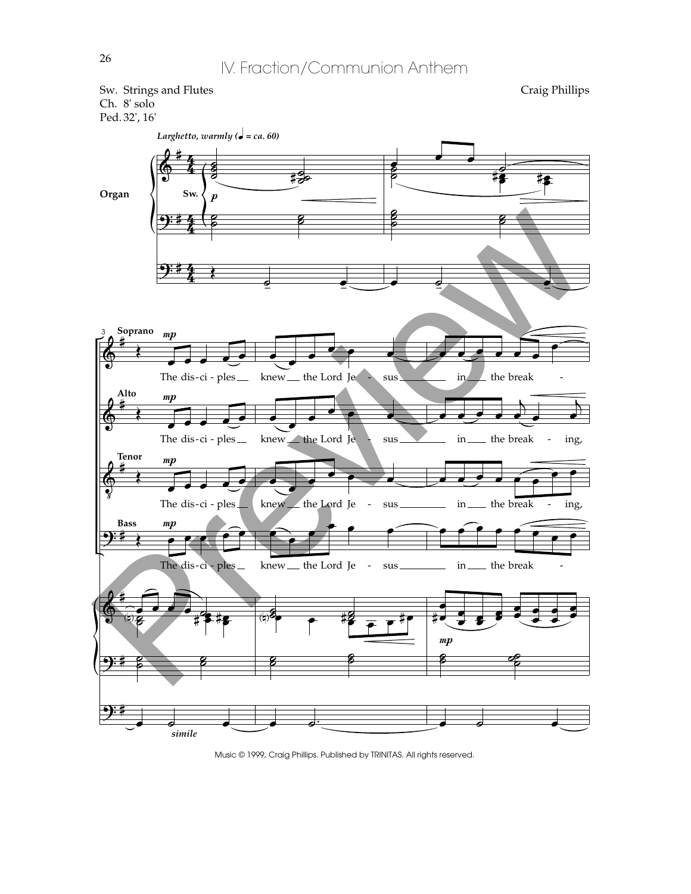# IV. Fraction/Communion Anthem

Sw. Strings and Flutes
Ch. 8' solo
Ped. 32', 16'

Craig Phillips

*Larghetto, warmly (♩ = ca. 60)*

Organ

Soprano: The dis-ci - ples knew the Lord Je - sus in the break -

Alto: The dis-ci - ples knew the Lord Je - sus in the break - ing,

Tenor: The dis-ci - ples knew the Lord Je - sus in the break - ing,

Bass: The dis-ci - ples knew the Lord Je - sus in the break -

Music © 1999, Craig Phillips. Published by TRINITAS. All rights reserved.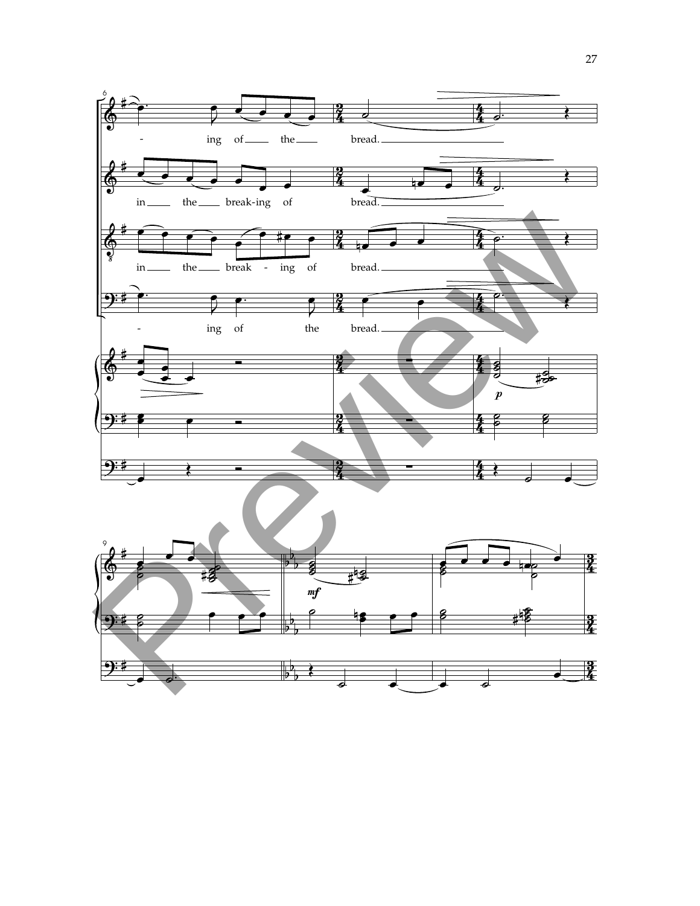- ing of the bread.

in the break-ing of bread.

in the break - ing of bread.

- ing of the bread.

*p*

*mf*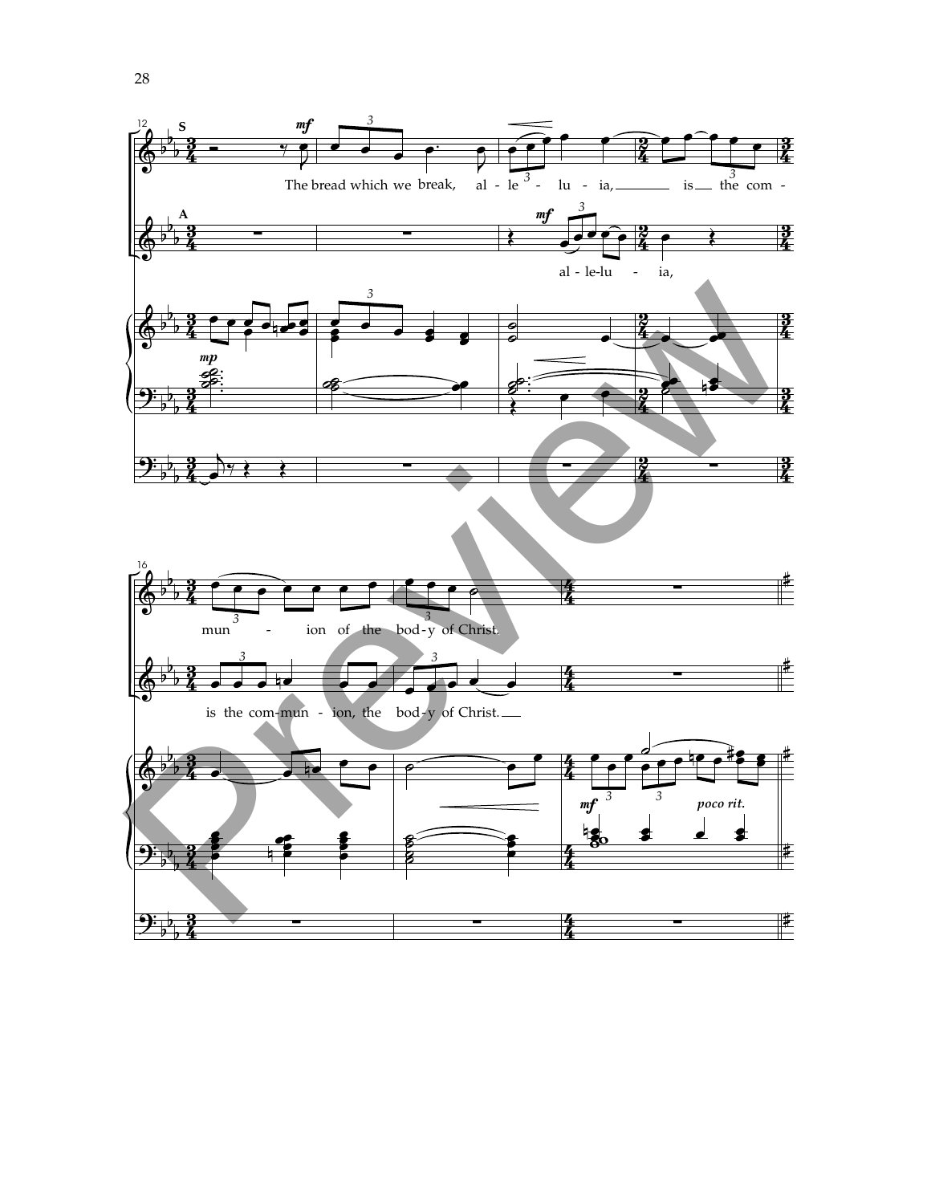The bread which we break, al - le - lu - ia, is the com - mun - ion of the bod - y of Christ.

al - le - lu - ia, is the com - mun - ion, the bod - y of Christ.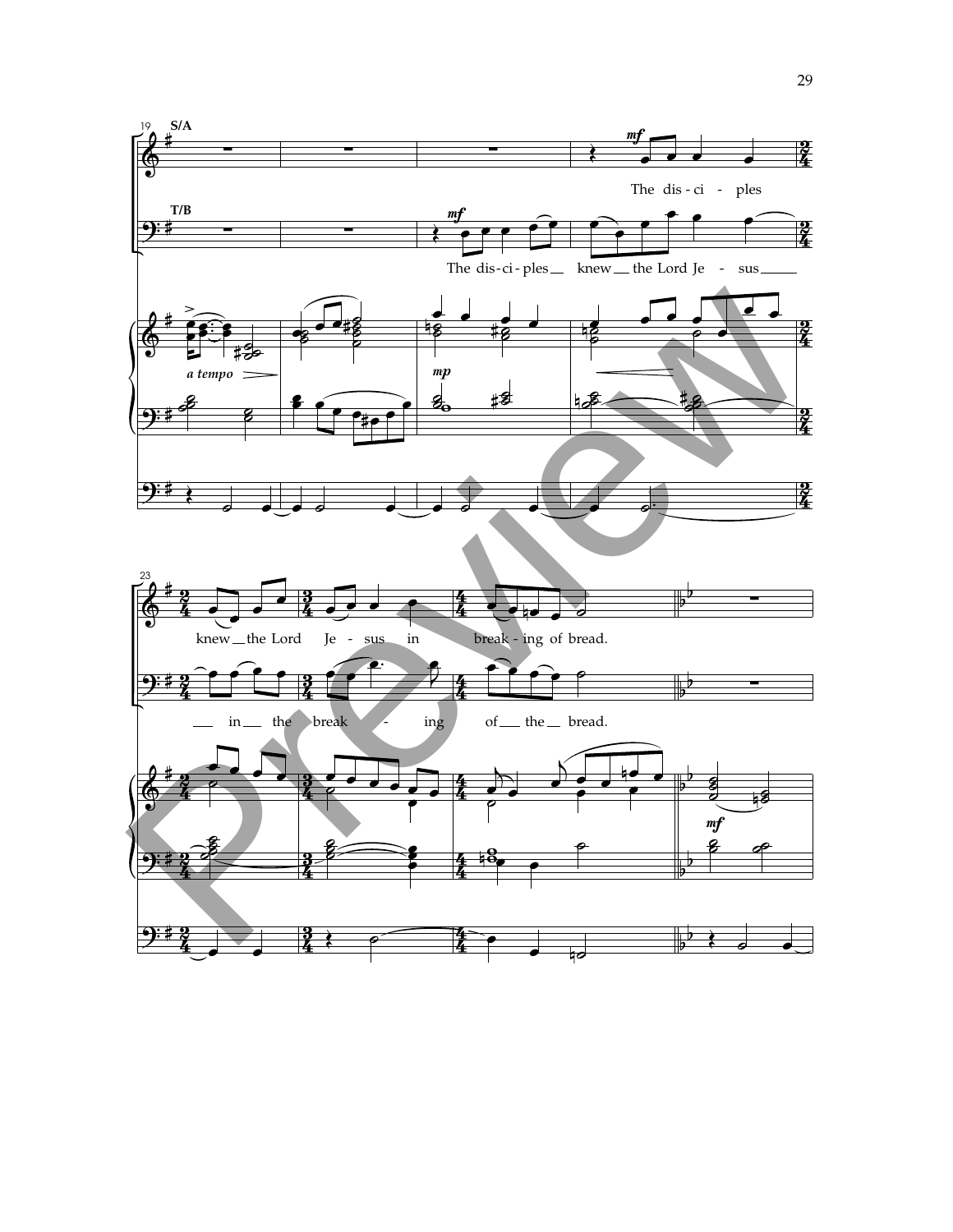19 **S/A**

*mf*

The dis-ci - ples knew the Lord Je - sus in break-ing of bread.

**T/B**

*mf*

The dis-ci-ples knew the Lord Je - sus in the break - ing of the bread.

*a tempo*

*mp*

*mf*

23

Preview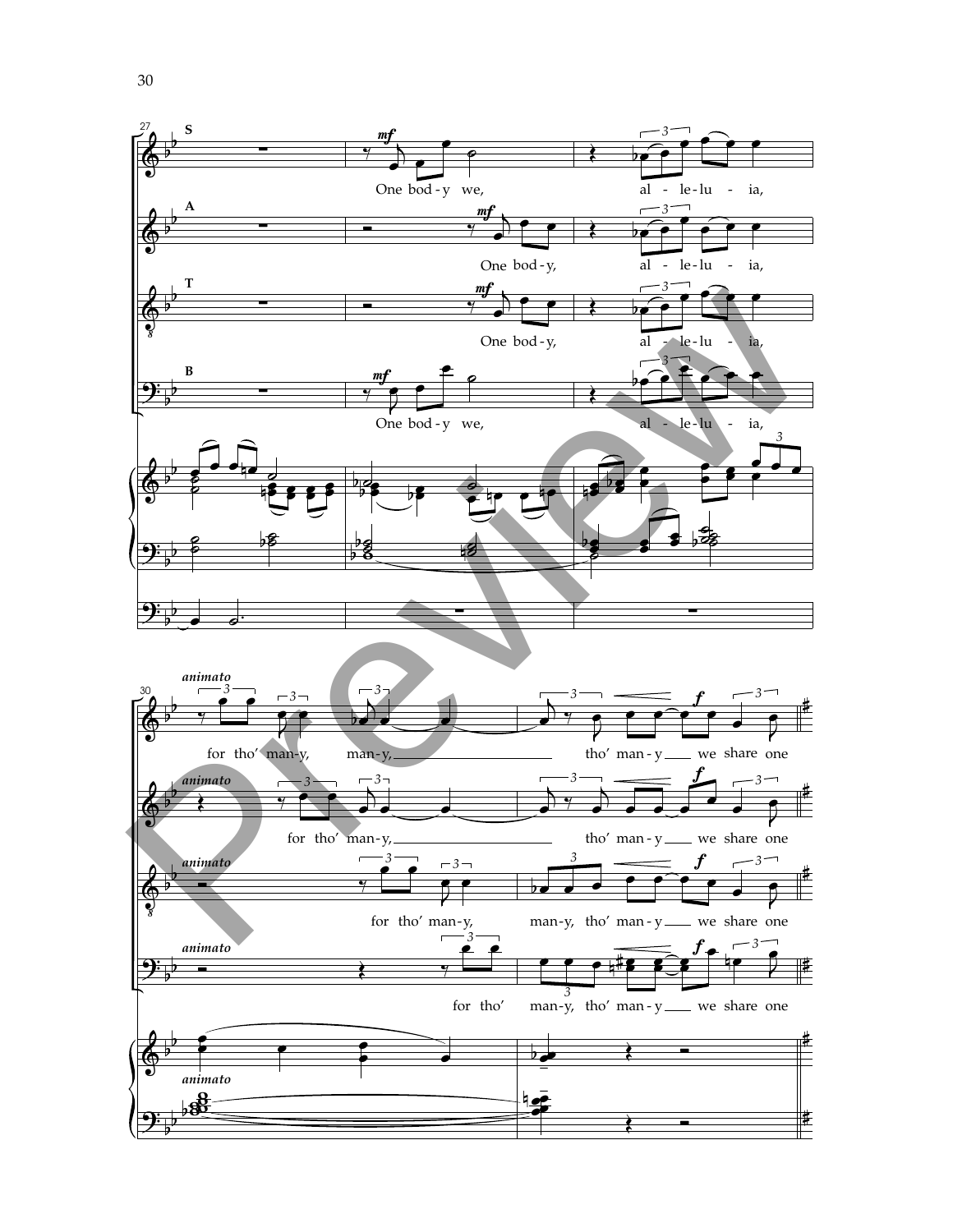S: One bod - y we, al - le - lu - ia,

A: One bod - y, al - le - lu - ia,

T: One bod - y, al - le - lu - ia,

B: One bod - y we, al - le - lu - ia,

*animato*

S: for tho' man - y, man - y, tho' man - y we share one

A: for tho' man - y, tho' man - y we share one

T: for tho' man - y, man - y, tho' man - y we share one

B: for tho' man - y, tho' man - y we share one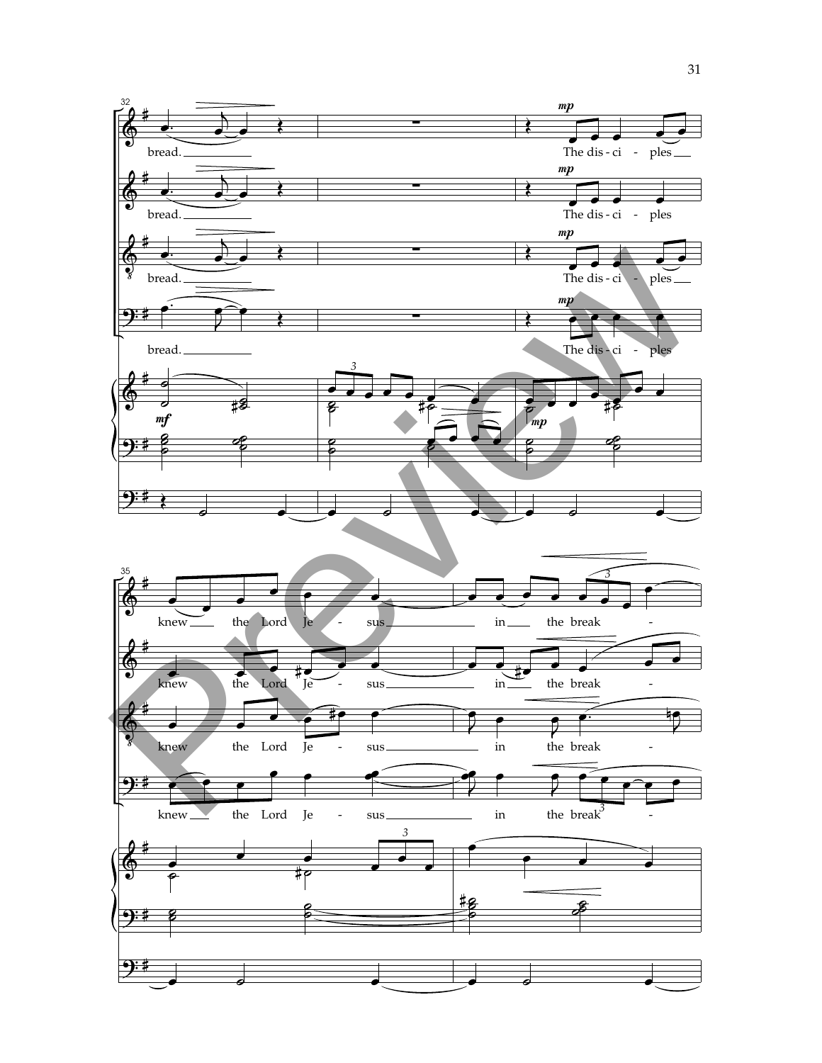32

bread.

*mp*

The dis - ci - ples

bread.

*mp*

The dis - ci - ples

bread.

*mp*

The dis - ci - ples

bread.

*mp*

The dis - ci - ples

*mf*

*mp*

35

knew the Lord Je - sus in the break -

knew the Lord Je - sus in the break -

knew the Lord Je - sus in the break -

knew the Lord Je - sus in the break -

Preview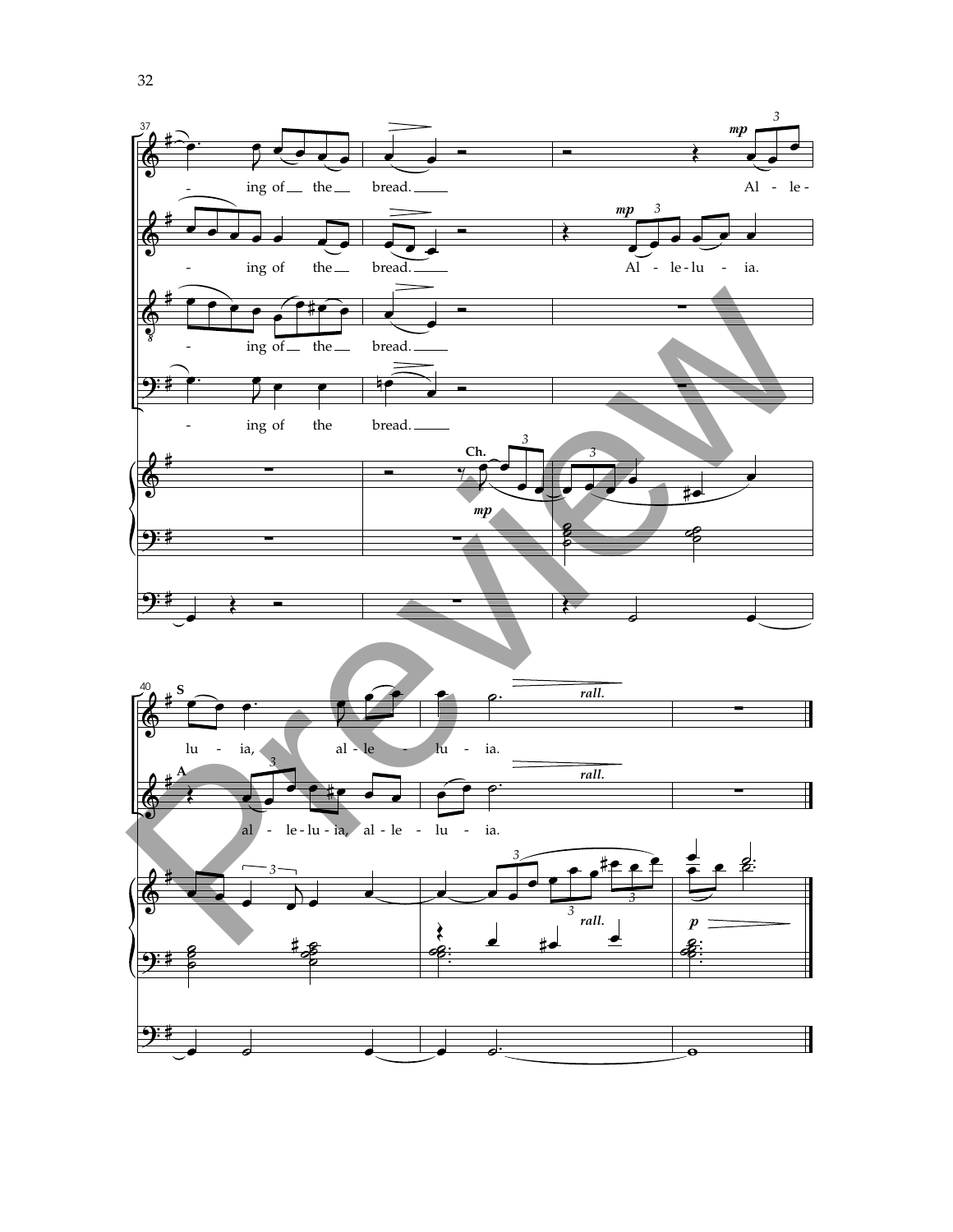37

- ing of the bread. Al - le -

- ing of the bread. Al - le - lu - ia.

- ing of the bread.

- ing of the bread.

Ch.

*mp*

40

S

lu - ia, al - le - lu - ia.

A

al - le - lu - ia, al - le - lu - ia.

*rall.*

*p*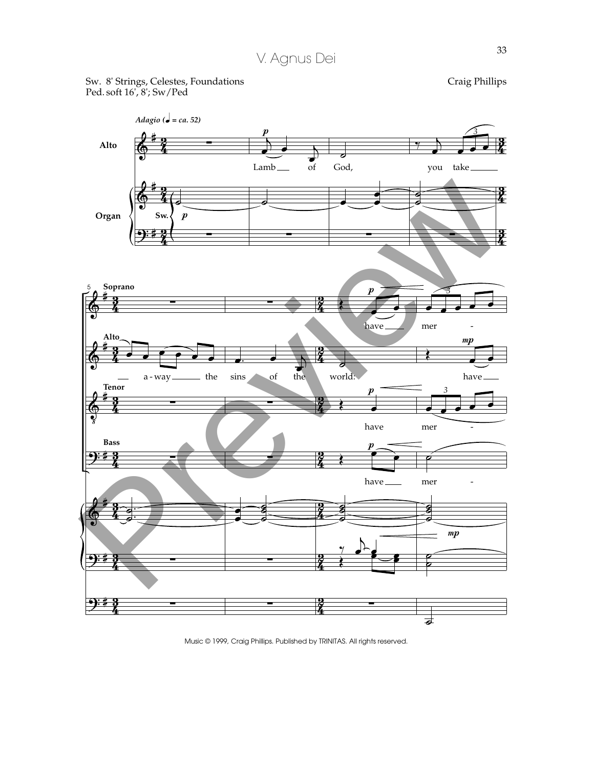# V. Agnus Dei

Sw. 8' Strings, Celestes, Foundations
Ped. soft 16', 8'; Sw/Ped

Craig Phillips

*Adagio* (♩ = ca. 52)

Alto: Lamb of God, you take away the sins of the world: have

Soprano: have mer -

Tenor: have mer -

Bass: have mer -

Music © 1999, Craig Phillips. Published by TRINITAS. All rights reserved.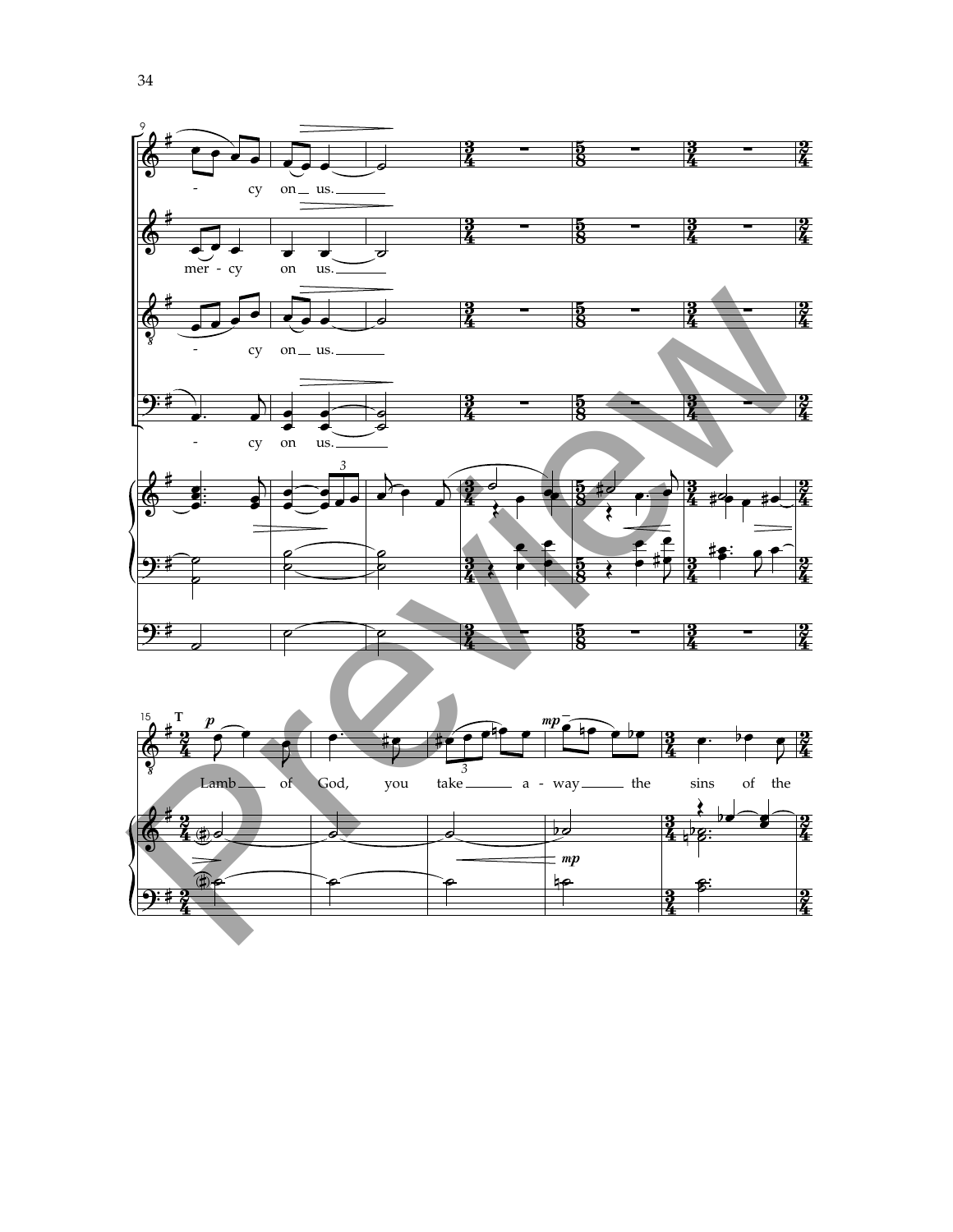- cy on us.

mer - cy on us.

- cy on us.

- cy on us.

T

*p*

Lamb of God, you take a - way the sins of the

*mp*